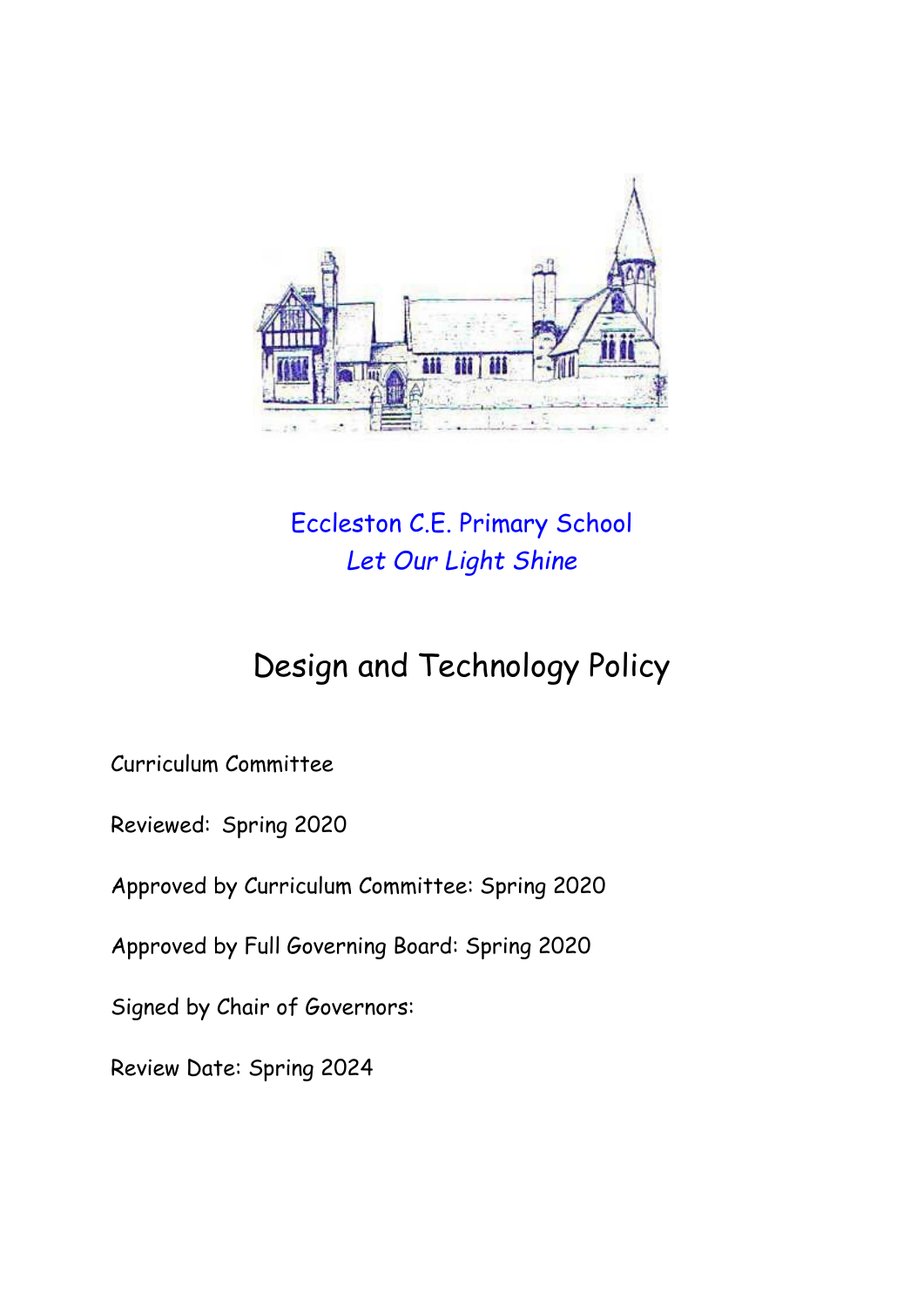Eccleston C.E. Primary School

*Let Our Light Shine*

# Design and Technology Policy

Curriculum Committee

Reviewed: Spring 2020

Approved by Curriculum Committee: Spring 2020

Approved by Full Governing Board: Spring 2020

Signed by Chair of Governors:

Review Date: Spring 2024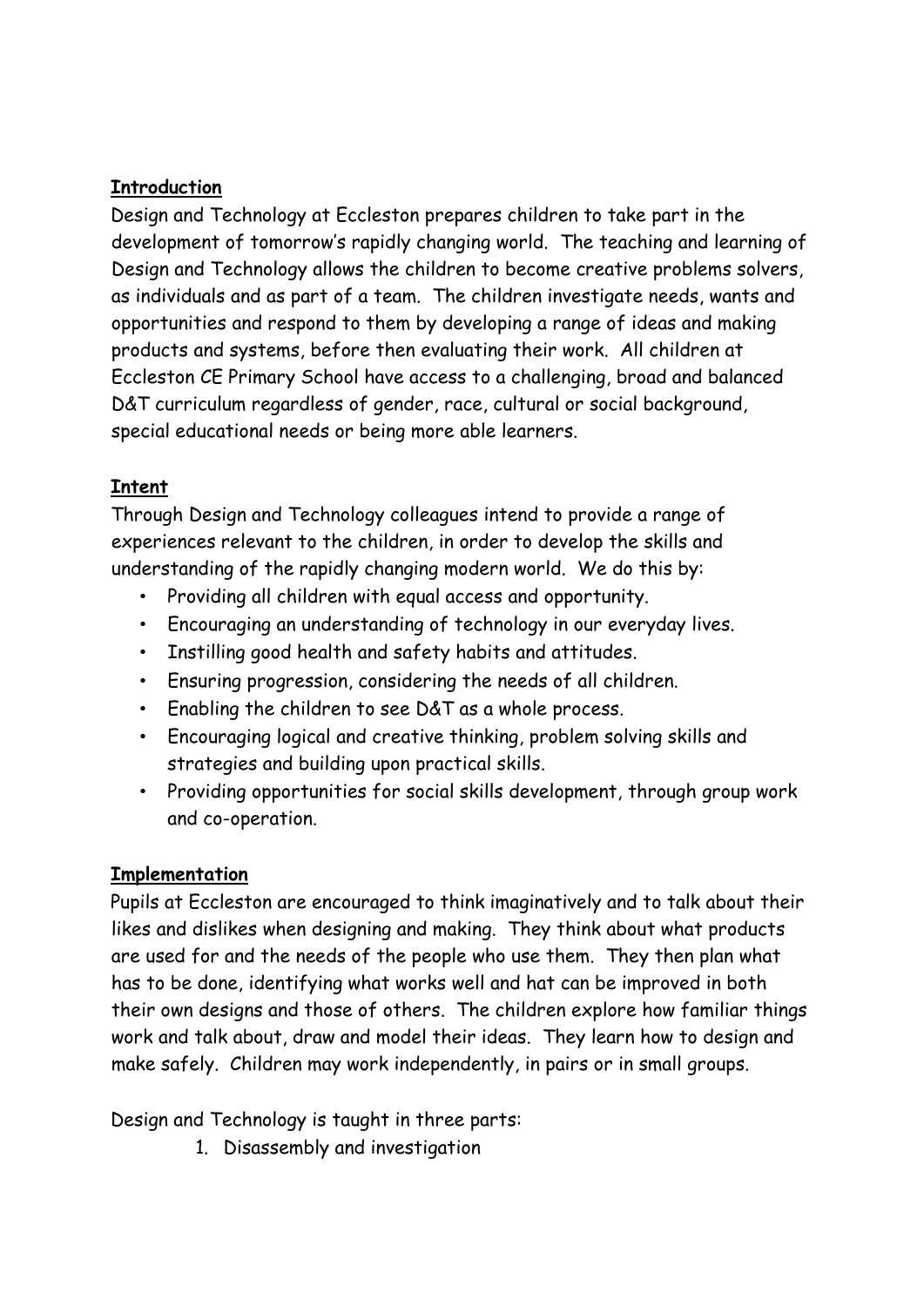**Introduction**

Design and Technology at Eccleston prepares children to take part in the development of tomorrow's rapidly changing world. The teaching and learning of Design and Technology allows the children to become creative problems solvers, as individuals and as part of a team. The children investigate needs, wants and opportunities and respond to them by developing a range of ideas and making products and systems, before then evaluating their work. All children at Eccleston CE Primary School have access to a challenging, broad and balanced D&T curriculum regardless of gender, race, cultural or social background, special educational needs or being more able learners.

**Intent**

Through Design and Technology colleagues intend to provide a range of experiences relevant to the children, in order to develop the skills and understanding of the rapidly changing modern world. We do this by:

- Providing all children with equal access and opportunity.
- Encouraging an understanding of technology in our everyday lives.
- Instilling good health and safety habits and attitudes.
- Ensuring progression, considering the needs of all children.
- Enabling the children to see D&T as a whole process.
- Encouraging logical and creative thinking, problem solving skills and strategies and building upon practical skills.
- Providing opportunities for social skills development, through group work and co-operation.

**Implementation**

Pupils at Eccleston are encouraged to think imaginatively and to talk about their likes and dislikes when designing and making. They think about what products are used for and the needs of the people who use them. They then plan what has to be done, identifying what works well and hat can be improved in both their own designs and those of others. The children explore how familiar things work and talk about, draw and model their ideas. They learn how to design and make safely. Children may work independently, in pairs or in small groups.

Design and Technology is taught in three parts:

1. Disassembly and investigation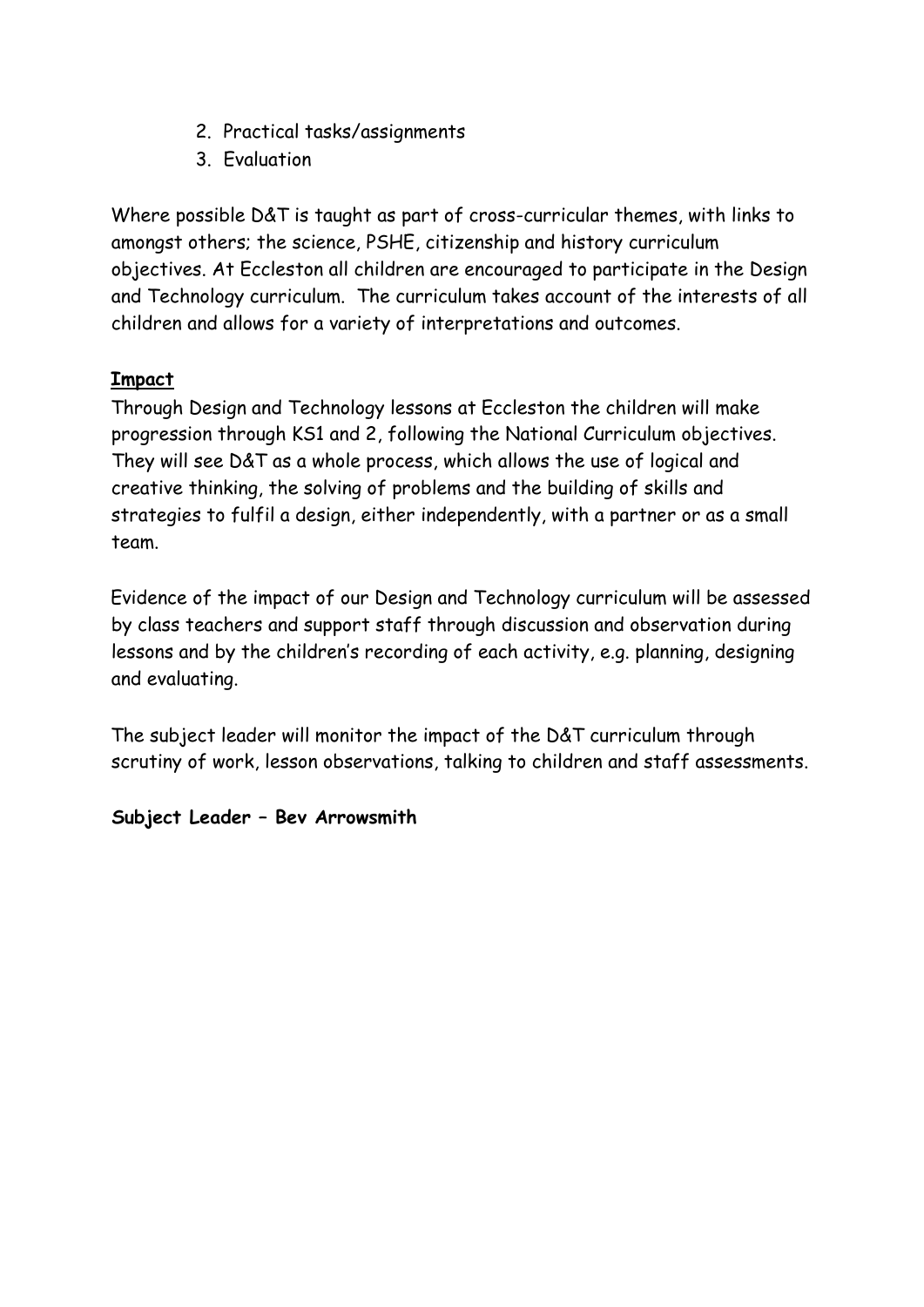2. Practical tasks/assignments
3. Evaluation

Where possible D&T is taught as part of cross-curricular themes, with links to amongst others; the science, PSHE, citizenship and history curriculum objectives. At Eccleston all children are encouraged to participate in the Design and Technology curriculum. The curriculum takes account of the interests of all children and allows for a variety of interpretations and outcomes.

**Impact**

Through Design and Technology lessons at Eccleston the children will make progression through KS1 and 2, following the National Curriculum objectives. They will see D&T as a whole process, which allows the use of logical and creative thinking, the solving of problems and the building of skills and strategies to fulfil a design, either independently, with a partner or as a small team.

Evidence of the impact of our Design and Technology curriculum will be assessed by class teachers and support staff through discussion and observation during lessons and by the children's recording of each activity, e.g. planning, designing and evaluating.

The subject leader will monitor the impact of the D&T curriculum through scrutiny of work, lesson observations, talking to children and staff assessments.

**Subject Leader – Bev Arrowsmith**